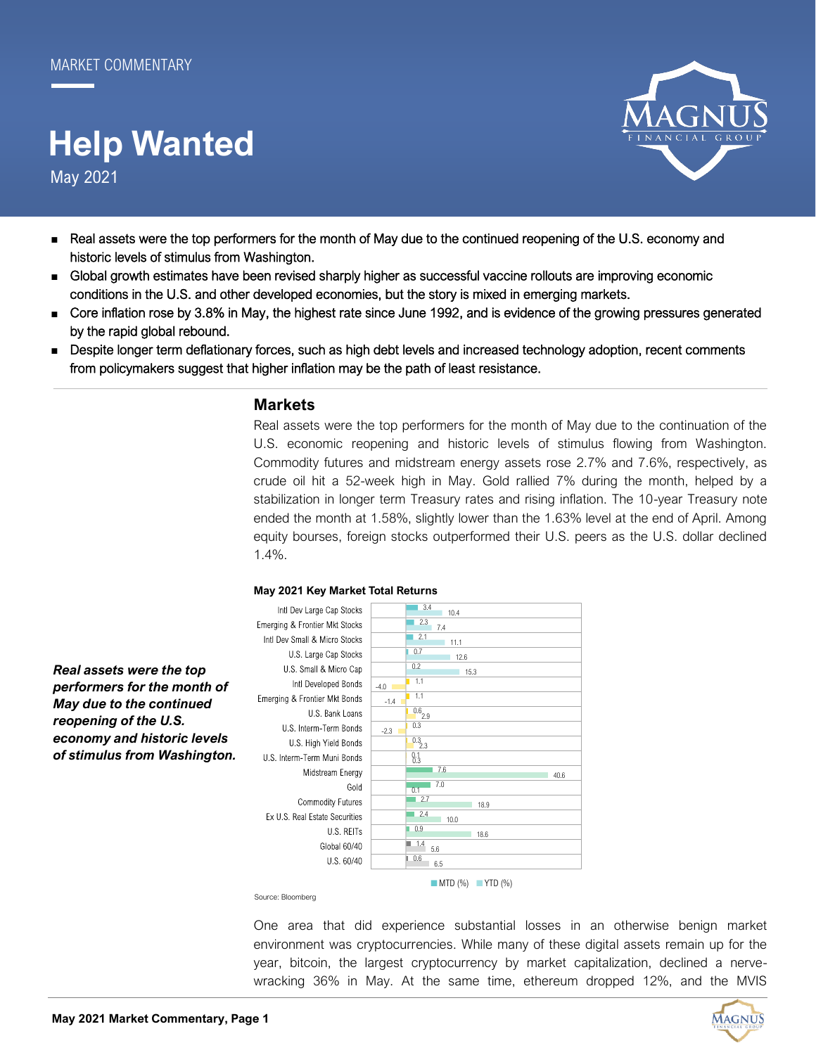MARKET COMMENTARY

# Help Wanted

May 2021

- Real assets were the top performers for the month of May due to the continued reopening of the U.S. economy and historic levels of stimulus from Washington.
- Global growth estimates have been revised sharply higher as successful vaccine rollouts are improving economic conditions in the U.S. and other developed economies, but the story is mixed in emerging markets.
- Core inflation rose by 3.8% in May, the highest rate since June 1992, and is evidence of the growing pressures generated by the rapid global rebound.
- Despite longer term deflationary forces, such as high debt levels and increased technology adoption, recent comments from policymakers suggest that higher inflation may be the path of least resistance.

## Markets

Real assets were the top performers for the month of May due to the continuation of the U.S. economic reopening and historic levels of stimulus flowing from Washington. Commodity futures and midstream energy assets rose 2.7% and 7.6%, respectively, as crude oil hit a 52-week high in May. Gold rallied 7% during the month, helped by a stabilization in longer term Treasury rates and rising inflation. The 10-year Treasury note ended the month at 1.58%, slightly lower than the 1.63% level at the end of April. Among equity bourses, foreign stocks outperformed their U.S. peers as the U.S. dollar declined 1.4%.

***Real assets were the top performers for the month of May due to the continued reopening of the U.S. economy and historic levels of stimulus from Washington.***

**May 2021 Key Market Total Returns**

| | MTD (%) | YTD (%) |
|---|---|---|
| Intl Dev Large Cap Stocks | 3.4 | 10.4 |
| Emerging & Frontier Mkt Stocks | 2.3 | 7.4 |
| Intl Dev Small & Micro Stocks | 2.1 | 11.1 |
| U.S. Large Cap Stocks | 0.7 | 12.6 |
| U.S. Small & Micro Cap | 0.2 | 15.3 |
| Intl Developed Bonds | 1.1 | -4.0 |
| Emerging & Frontier Mkt Bonds | 1.1 | -1.4 |
| U.S. Bank Loans | 0.6 | 2.9 |
| U.S. Interm-Term Bonds | 0.3 | -2.3 |
| U.S. High Yield Bonds | 0.3 | 2.3 |
| U.S. Interm-Term Muni Bonds | 0.1 | 0.3 |
| Midstream Energy | 7.6 | 40.6 |
| Gold | 7.0 | 0.1 |
| Commodity Futures | 2.7 | 18.9 |
| Ex U.S. Real Estate Securities | 2.4 | 10.0 |
| U.S. REITs | 0.9 | 18.6 |
| Global 60/40 | 1.4 | 5.6 |
| U.S. 60/40 | 0.6 | 6.5 |

Source: Bloomberg

One area that did experience substantial losses in an otherwise benign market environment was cryptocurrencies. While many of these digital assets remain up for the year, bitcoin, the largest cryptocurrency by market capitalization, declined a nerve-wracking 36% in May. At the same time, ethereum dropped 12%, and the MVIS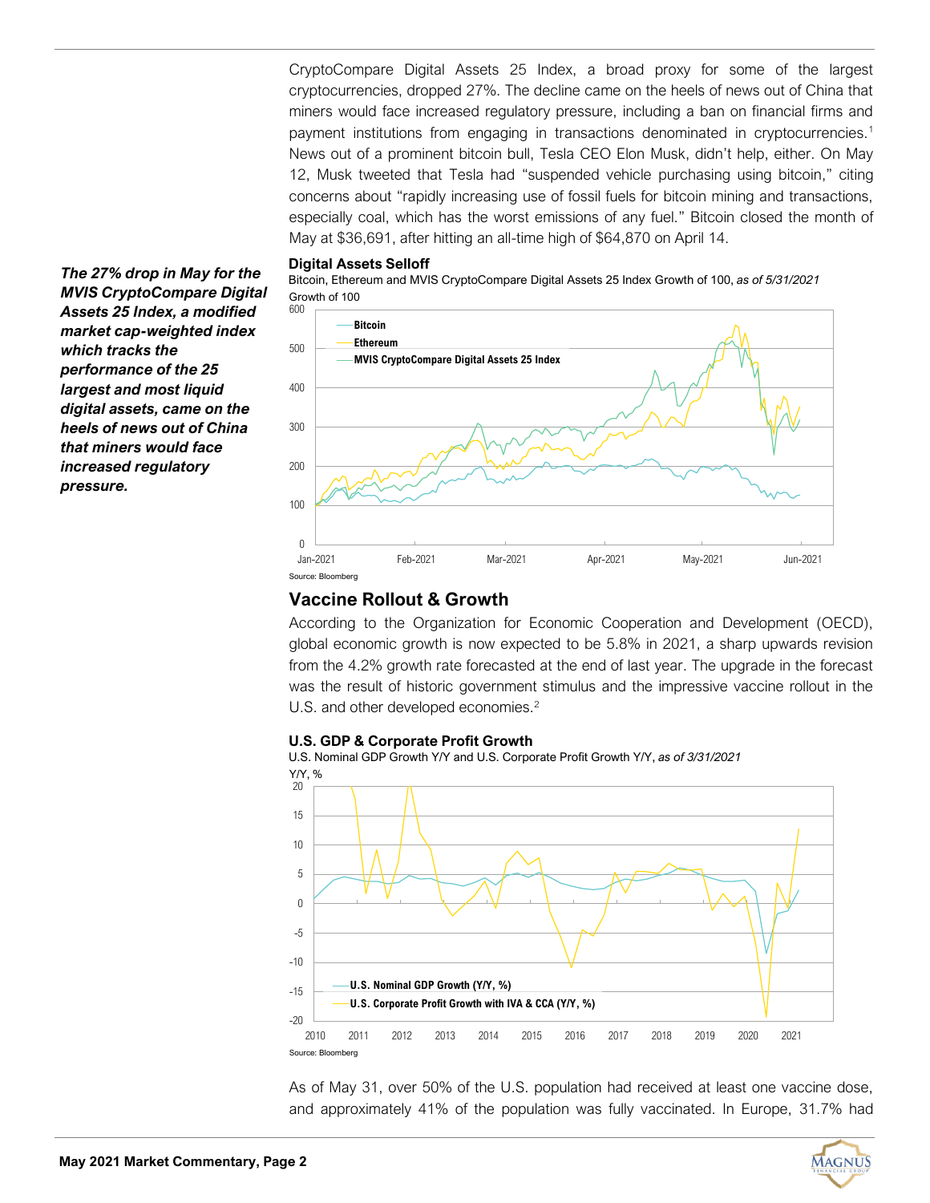CryptoCompare Digital Assets 25 Index, a broad proxy for some of the largest cryptocurrencies, dropped 27%. The decline came on the heels of news out of China that miners would face increased regulatory pressure, including a ban on financial firms and payment institutions from engaging in transactions denominated in cryptocurrencies.[1] News out of a prominent bitcoin bull, Tesla CEO Elon Musk, didn't help, either. On May 12, Musk tweeted that Tesla had "suspended vehicle purchasing using bitcoin," citing concerns about "rapidly increasing use of fossil fuels for bitcoin mining and transactions, especially coal, which has the worst emissions of any fuel." Bitcoin closed the month of May at $36,691, after hitting an all-time high of $64,870 on April 14.

***The 27% drop in May for the MVIS CryptoCompare Digital Assets 25 Index, a modified market cap-weighted index which tracks the performance of the 25 largest and most liquid digital assets, came on the heels of news out of China that miners would face increased regulatory pressure.***

**Digital Assets Selloff**

Bitcoin, Ethereum and MVIS CryptoCompare Digital Assets 25 Index Growth of 100, *as of 5/31/2021*

Growth of 100

Legend: Bitcoin; Ethereum; MVIS CryptoCompare Digital Assets 25 Index

Y-axis: 0, 100, 200, 300, 400, 500, 600

X-axis: Jan-2021, Feb-2021, Mar-2021, Apr-2021, May-2021, Jun-2021

Source: Bloomberg

## Vaccine Rollout & Growth

According to the Organization for Economic Cooperation and Development (OECD), global economic growth is now expected to be 5.8% in 2021, a sharp upwards revision from the 4.2% growth rate forecasted at the end of last year. The upgrade in the forecast was the result of historic government stimulus and the impressive vaccine rollout in the U.S. and other developed economies.[2]

**U.S. GDP & Corporate Profit Growth**

U.S. Nominal GDP Growth Y/Y and U.S. Corporate Profit Growth Y/Y, *as of 3/31/2021*

Y/Y, %

Legend: U.S. Nominal GDP Growth (Y/Y, %); U.S. Corporate Profit Growth with IVA & CCA (Y/Y, %)

Y-axis: -20, -15, -10, -5, 0, 5, 10, 15, 20

X-axis: 2010, 2011, 2012, 2013, 2014, 2015, 2016, 2017, 2018, 2019, 2020, 2021

Source: Bloomberg

As of May 31, over 50% of the U.S. population had received at least one vaccine dose, and approximately 41% of the population was fully vaccinated. In Europe, 31.7% had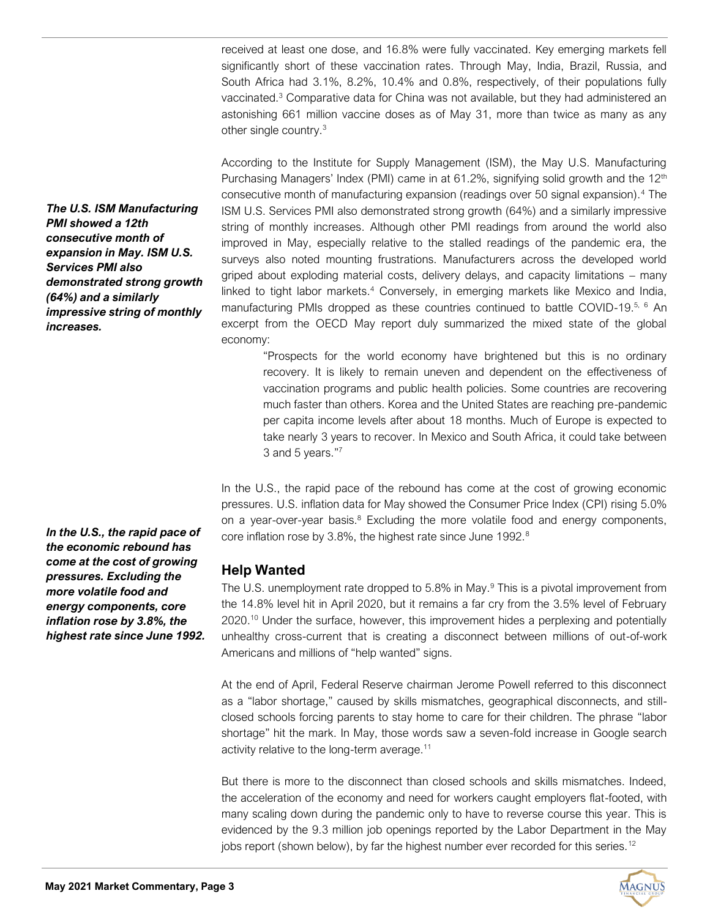received at least one dose, and 16.8% were fully vaccinated. Key emerging markets fell significantly short of these vaccination rates. Through May, India, Brazil, Russia, and South Africa had 3.1%, 8.2%, 10.4% and 0.8%, respectively, of their populations fully vaccinated.[3] Comparative data for China was not available, but they had administered an astonishing 661 million vaccine doses as of May 31, more than twice as many as any other single country.[3]

***The U.S. ISM Manufacturing PMI showed a 12th consecutive month of expansion in May. ISM U.S. Services PMI also demonstrated strong growth (64%) and a similarly impressive string of monthly increases.***

According to the Institute for Supply Management (ISM), the May U.S. Manufacturing Purchasing Managers' Index (PMI) came in at 61.2%, signifying solid growth and the 12th consecutive month of manufacturing expansion (readings over 50 signal expansion).[4] The ISM U.S. Services PMI also demonstrated strong growth (64%) and a similarly impressive string of monthly increases. Although other PMI readings from around the world also improved in May, especially relative to the stalled readings of the pandemic era, the surveys also noted mounting frustrations. Manufacturers across the developed world griped about exploding material costs, delivery delays, and capacity limitations – many linked to tight labor markets.[4] Conversely, in emerging markets like Mexico and India, manufacturing PMIs dropped as these countries continued to battle COVID-19.[5, 6] An excerpt from the OECD May report duly summarized the mixed state of the global economy:

> "Prospects for the world economy have brightened but this is no ordinary recovery. It is likely to remain uneven and dependent on the effectiveness of vaccination programs and public health policies. Some countries are recovering much faster than others. Korea and the United States are reaching pre-pandemic per capita income levels after about 18 months. Much of Europe is expected to take nearly 3 years to recover. In Mexico and South Africa, it could take between 3 and 5 years."[7]

***In the U.S., the rapid pace of the economic rebound has come at the cost of growing pressures. Excluding the more volatile food and energy components, core inflation rose by 3.8%, the highest rate since June 1992.***

In the U.S., the rapid pace of the rebound has come at the cost of growing economic pressures. U.S. inflation data for May showed the Consumer Price Index (CPI) rising 5.0% on a year-over-year basis.[8] Excluding the more volatile food and energy components, core inflation rose by 3.8%, the highest rate since June 1992.[8]

## Help Wanted

The U.S. unemployment rate dropped to 5.8% in May.[9] This is a pivotal improvement from the 14.8% level hit in April 2020, but it remains a far cry from the 3.5% level of February 2020.[10] Under the surface, however, this improvement hides a perplexing and potentially unhealthy cross-current that is creating a disconnect between millions of out-of-work Americans and millions of "help wanted" signs.

At the end of April, Federal Reserve chairman Jerome Powell referred to this disconnect as a "labor shortage," caused by skills mismatches, geographical disconnects, and still-closed schools forcing parents to stay home to care for their children. The phrase "labor shortage" hit the mark. In May, those words saw a seven-fold increase in Google search activity relative to the long-term average.[11]

But there is more to the disconnect than closed schools and skills mismatches. Indeed, the acceleration of the economy and need for workers caught employers flat-footed, with many scaling down during the pandemic only to have to reverse course this year. This is evidenced by the 9.3 million job openings reported by the Labor Department in the May jobs report (shown below), by far the highest number ever recorded for this series.[12]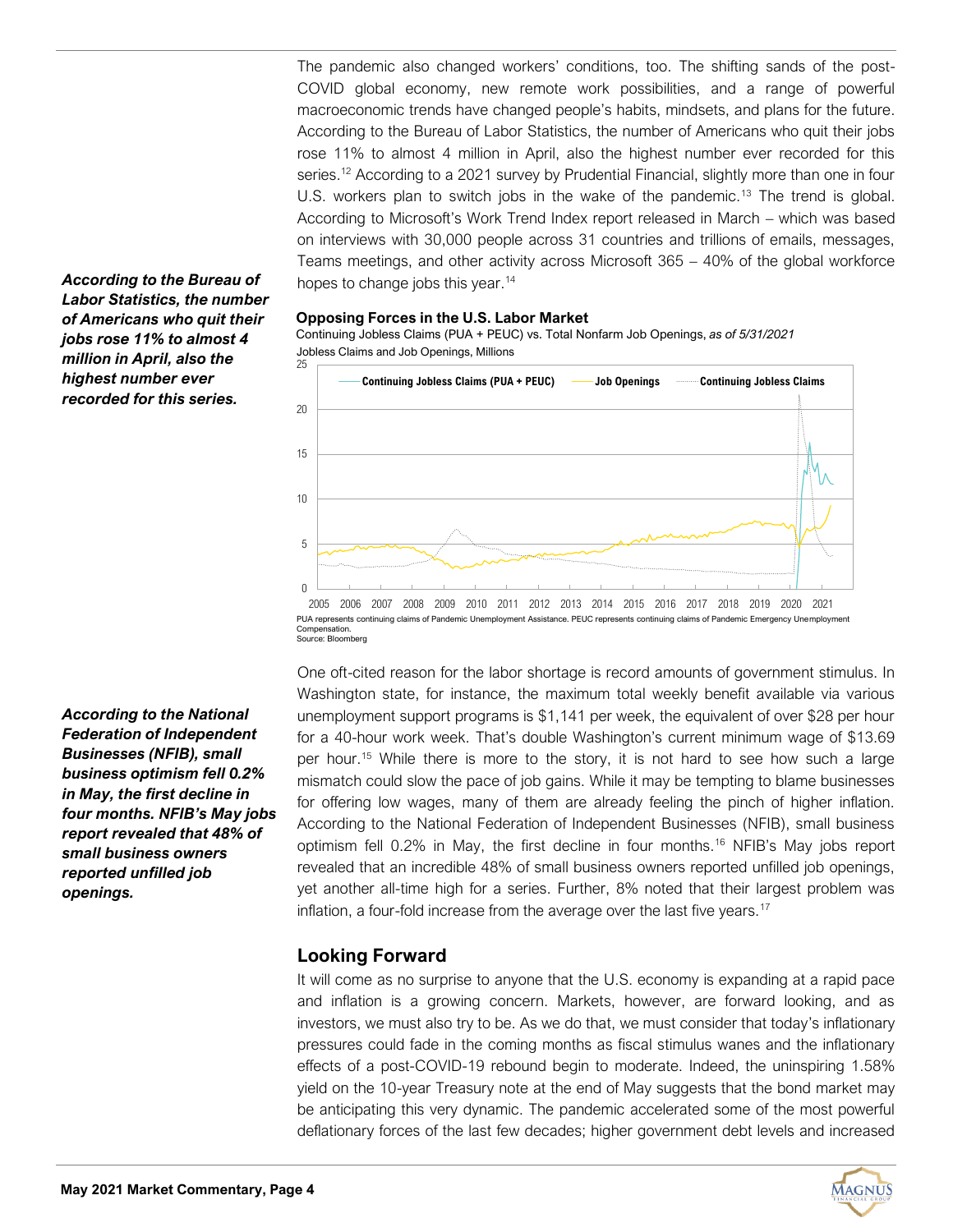The pandemic also changed workers' conditions, too. The shifting sands of the post-COVID global economy, new remote work possibilities, and a range of powerful macroeconomic trends have changed people's habits, mindsets, and plans for the future. According to the Bureau of Labor Statistics, the number of Americans who quit their jobs rose 11% to almost 4 million in April, also the highest number ever recorded for this series.[12] According to a 2021 survey by Prudential Financial, slightly more than one in four U.S. workers plan to switch jobs in the wake of the pandemic.[13] The trend is global. According to Microsoft's Work Trend Index report released in March – which was based on interviews with 30,000 people across 31 countries and trillions of emails, messages, Teams meetings, and other activity across Microsoft 365 – 40% of the global workforce hopes to change jobs this year.[14]

***According to the Bureau of Labor Statistics, the number of Americans who quit their jobs rose 11% to almost 4 million in April, also the highest number ever recorded for this series.***

**Opposing Forces in the U.S. Labor Market**

Continuing Jobless Claims (PUA + PEUC) vs. Total Nonfarm Job Openings, *as of 5/31/2021*

Jobless Claims and Job Openings, Millions

PUA represents continuing claims of Pandemic Unemployment Assistance. PEUC represents continuing claims of Pandemic Emergency Unemployment Compensation.

Source: Bloomberg

One oft-cited reason for the labor shortage is record amounts of government stimulus. In Washington state, for instance, the maximum total weekly benefit available via various unemployment support programs is $1,141 per week, the equivalent of over $28 per hour for a 40-hour work week. That's double Washington's current minimum wage of $13.69 per hour.[15] While there is more to the story, it is not hard to see how such a large mismatch could slow the pace of job gains. While it may be tempting to blame businesses for offering low wages, many of them are already feeling the pinch of higher inflation. According to the National Federation of Independent Businesses (NFIB), small business optimism fell 0.2% in May, the first decline in four months.[16] NFIB's May jobs report revealed that an incredible 48% of small business owners reported unfilled job openings, yet another all-time high for a series. Further, 8% noted that their largest problem was inflation, a four-fold increase from the average over the last five years.[17]

***According to the National Federation of Independent Businesses (NFIB), small business optimism fell 0.2% in May, the first decline in four months. NFIB's May jobs report revealed that 48% of small business owners reported unfilled job openings.***

## Looking Forward

It will come as no surprise to anyone that the U.S. economy is expanding at a rapid pace and inflation is a growing concern. Markets, however, are forward looking, and as investors, we must also try to be. As we do that, we must consider that today's inflationary pressures could fade in the coming months as fiscal stimulus wanes and the inflationary effects of a post-COVID-19 rebound begin to moderate. Indeed, the uninspiring 1.58% yield on the 10-year Treasury note at the end of May suggests that the bond market may be anticipating this very dynamic. The pandemic accelerated some of the most powerful deflationary forces of the last few decades; higher government debt levels and increased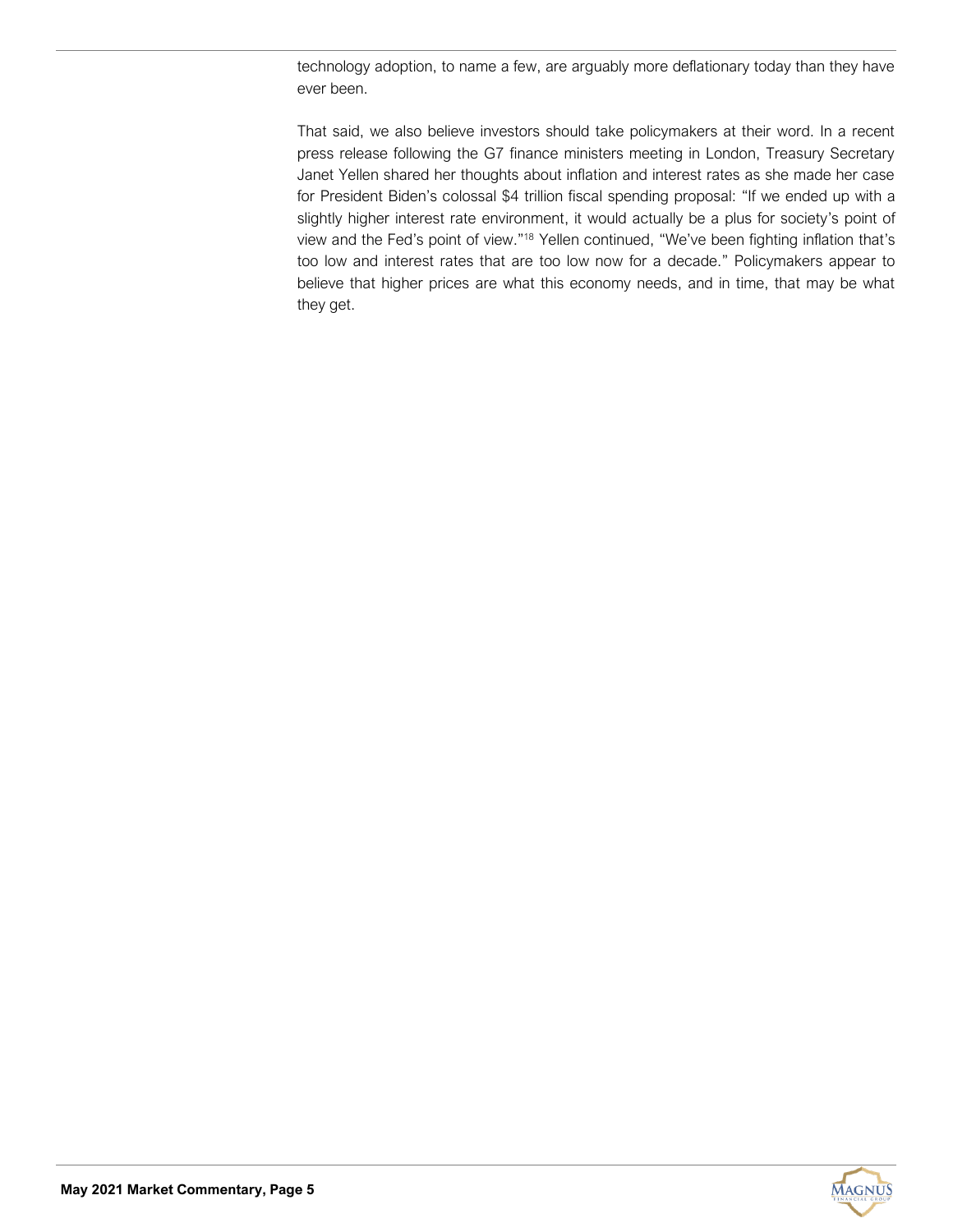technology adoption, to name a few, are arguably more deflationary today than they have ever been.

That said, we also believe investors should take policymakers at their word. In a recent press release following the G7 finance ministers meeting in London, Treasury Secretary Janet Yellen shared her thoughts about inflation and interest rates as she made her case for President Biden's colossal $4 trillion fiscal spending proposal: "If we ended up with a slightly higher interest rate environment, it would actually be a plus for society's point of view and the Fed's point of view."[18] Yellen continued, "We've been fighting inflation that's too low and interest rates that are too low now for a decade." Policymakers appear to believe that higher prices are what this economy needs, and in time, that may be what they get.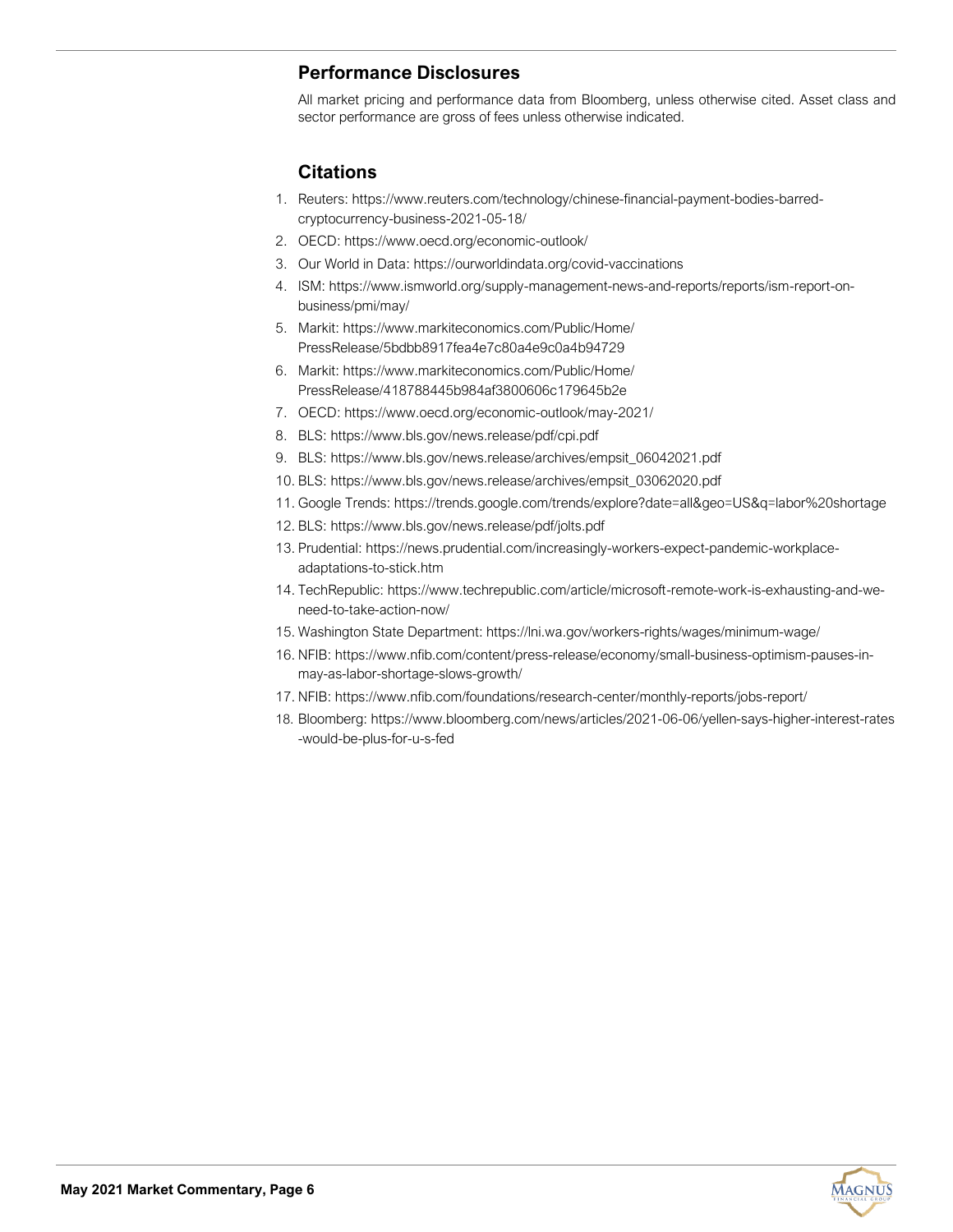## Performance Disclosures

All market pricing and performance data from Bloomberg, unless otherwise cited. Asset class and sector performance are gross of fees unless otherwise indicated.

## Citations

1. Reuters: https://www.reuters.com/technology/chinese-financial-payment-bodies-barred-cryptocurrency-business-2021-05-18/
2. OECD: https://www.oecd.org/economic-outlook/
3. Our World in Data: https://ourworldindata.org/covid-vaccinations
4. ISM: https://www.ismworld.org/supply-management-news-and-reports/reports/ism-report-on-business/pmi/may/
5. Markit: https://www.markiteconomics.com/Public/Home/PressRelease/5bdbb8917fea4e7c80a4e9c0a4b94729
6. Markit: https://www.markiteconomics.com/Public/Home/PressRelease/418788445b984af3800606c179645b2e
7. OECD: https://www.oecd.org/economic-outlook/may-2021/
8. BLS: https://www.bls.gov/news.release/pdf/cpi.pdf
9. BLS: https://www.bls.gov/news.release/archives/empsit_06042021.pdf
10. BLS: https://www.bls.gov/news.release/archives/empsit_03062020.pdf
11. Google Trends: https://trends.google.com/trends/explore?date=all&geo=US&q=labor%20shortage
12. BLS: https://www.bls.gov/news.release/pdf/jolts.pdf
13. Prudential: https://news.prudential.com/increasingly-workers-expect-pandemic-workplace-adaptations-to-stick.htm
14. TechRepublic: https://www.techrepublic.com/article/microsoft-remote-work-is-exhausting-and-we-need-to-take-action-now/
15. Washington State Department: https://lni.wa.gov/workers-rights/wages/minimum-wage/
16. NFIB: https://www.nfib.com/content/press-release/economy/small-business-optimism-pauses-in-may-as-labor-shortage-slows-growth/
17. NFIB: https://www.nfib.com/foundations/research-center/monthly-reports/jobs-report/
18. Bloomberg: https://www.bloomberg.com/news/articles/2021-06-06/yellen-says-higher-interest-rates-would-be-plus-for-u-s-fed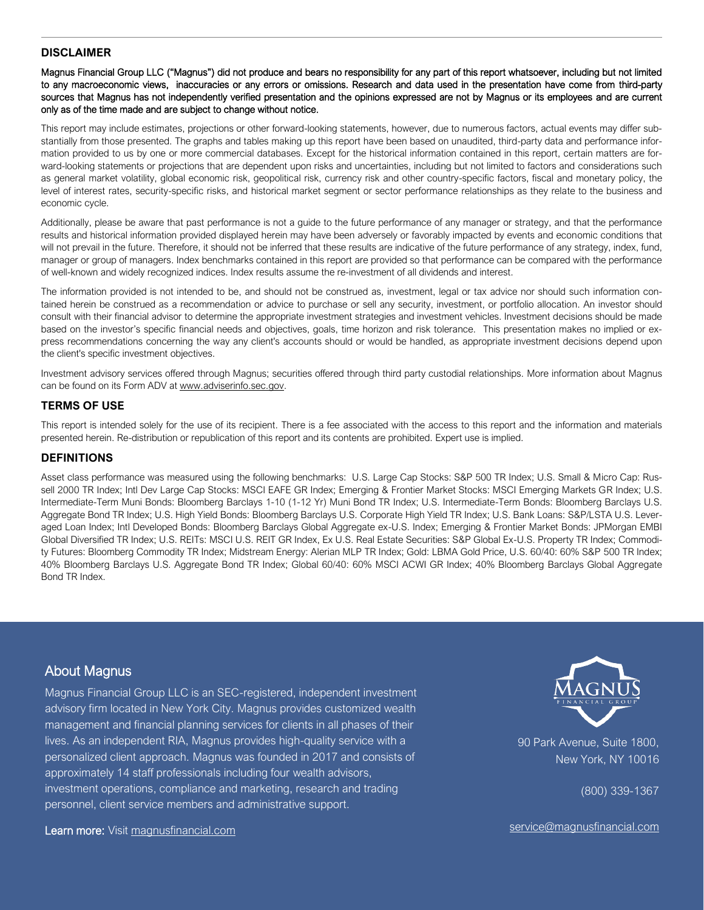## DISCLAIMER

**Magnus Financial Group LLC ("Magnus") did not produce and bears no responsibility for any part of this report whatsoever, including but not limited to any macroeconomic views, inaccuracies or any errors or omissions. Research and data used in the presentation have come from third-party sources that Magnus has not independently verified presentation and the opinions expressed are not by Magnus or its employees and are current only as of the time made and are subject to change without notice.**

This report may include estimates, projections or other forward-looking statements, however, due to numerous factors, actual events may differ substantially from those presented. The graphs and tables making up this report have been based on unaudited, third-party data and performance information provided to us by one or more commercial databases. Except for the historical information contained in this report, certain matters are forward-looking statements or projections that are dependent upon risks and uncertainties, including but not limited to factors and considerations such as general market volatility, global economic risk, geopolitical risk, currency risk and other country-specific factors, fiscal and monetary policy, the level of interest rates, security-specific risks, and historical market segment or sector performance relationships as they relate to the business and economic cycle.

Additionally, please be aware that past performance is not a guide to the future performance of any manager or strategy, and that the performance results and historical information provided displayed herein may have been adversely or favorably impacted by events and economic conditions that will not prevail in the future. Therefore, it should not be inferred that these results are indicative of the future performance of any strategy, index, fund, manager or group of managers. Index benchmarks contained in this report are provided so that performance can be compared with the performance of well-known and widely recognized indices. Index results assume the re-investment of all dividends and interest.

The information provided is not intended to be, and should not be construed as, investment, legal or tax advice nor should such information contained herein be construed as a recommendation or advice to purchase or sell any security, investment, or portfolio allocation. An investor should consult with their financial advisor to determine the appropriate investment strategies and investment vehicles. Investment decisions should be made based on the investor's specific financial needs and objectives, goals, time horizon and risk tolerance. This presentation makes no implied or express recommendations concerning the way any client's accounts should or would be handled, as appropriate investment decisions depend upon the client's specific investment objectives.

Investment advisory services offered through Magnus; securities offered through third party custodial relationships. More information about Magnus can be found on its Form ADV at www.adviserinfo.sec.gov.

## TERMS OF USE

This report is intended solely for the use of its recipient. There is a fee associated with the access to this report and the information and materials presented herein. Re-distribution or republication of this report and its contents are prohibited. Expert use is implied.

## DEFINITIONS

Asset class performance was measured using the following benchmarks: U.S. Large Cap Stocks: S&P 500 TR Index; U.S. Small & Micro Cap: Russell 2000 TR Index; Intl Dev Large Cap Stocks: MSCI EAFE GR Index; Emerging & Frontier Market Stocks: MSCI Emerging Markets GR Index; U.S. Intermediate-Term Muni Bonds: Bloomberg Barclays 1-10 (1-12 Yr) Muni Bond TR Index; U.S. Intermediate-Term Bonds: Bloomberg Barclays U.S. Aggregate Bond TR Index; U.S. High Yield Bonds: Bloomberg Barclays U.S. Corporate High Yield TR Index; U.S. Bank Loans: S&P/LSTA U.S. Leveraged Loan Index; Intl Developed Bonds: Bloomberg Barclays Global Aggregate ex-U.S. Index; Emerging & Frontier Market Bonds: JPMorgan EMBI Global Diversified TR Index; U.S. REITs: MSCI U.S. REIT GR Index, Ex U.S. Real Estate Securities: S&P Global Ex-U.S. Property TR Index; Commodity Futures: Bloomberg Commodity TR Index; Midstream Energy: Alerian MLP TR Index; Gold: LBMA Gold Price, U.S. 60/40: 60% S&P 500 TR Index; 40% Bloomberg Barclays U.S. Aggregate Bond TR Index; Global 60/40: 60% MSCI ACWI GR Index; 40% Bloomberg Barclays Global Aggregate Bond TR Index.

## About Magnus

Magnus Financial Group LLC is an SEC-registered, independent investment advisory firm located in New York City. Magnus provides customized wealth management and financial planning services for clients in all phases of their lives. As an independent RIA, Magnus provides high-quality service with a personalized client approach. Magnus was founded in 2017 and consists of approximately 14 staff professionals including four wealth advisors, investment operations, compliance and marketing, research and trading personnel, client service members and administrative support.

**Learn more:** Visit magnusfinancial.com

MAGNUS FINANCIAL GROUP

90 Park Avenue, Suite 1800,
New York, NY 10016

(800) 339-1367

service@magnusfinancial.com